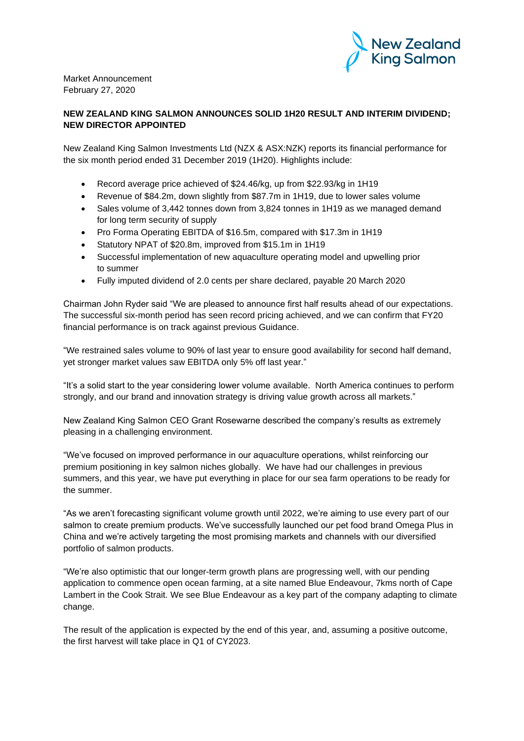Market Announcement
February 27, 2020

**NEW ZEALAND KING SALMON ANNOUNCES SOLID 1H20 RESULT AND INTERIM DIVIDEND; NEW DIRECTOR APPOINTED**

New Zealand King Salmon Investments Ltd (NZX & ASX:NZK) reports its financial performance for the six month period ended 31 December 2019 (1H20). Highlights include:

- Record average price achieved of $24.46/kg, up from $22.93/kg in 1H19
- Revenue of $84.2m, down slightly from $87.7m in 1H19, due to lower sales volume
- Sales volume of 3,442 tonnes down from 3,824 tonnes in 1H19 as we managed demand for long term security of supply
- Pro Forma Operating EBITDA of $16.5m, compared with $17.3m in 1H19
- Statutory NPAT of $20.8m, improved from $15.1m in 1H19
- Successful implementation of new aquaculture operating model and upwelling prior to summer
- Fully imputed dividend of 2.0 cents per share declared, payable 20 March 2020

Chairman John Ryder said "We are pleased to announce first half results ahead of our expectations. The successful six-month period has seen record pricing achieved, and we can confirm that FY20 financial performance is on track against previous Guidance.

"We restrained sales volume to 90% of last year to ensure good availability for second half demand, yet stronger market values saw EBITDA only 5% off last year."

"It's a solid start to the year considering lower volume available. North America continues to perform strongly, and our brand and innovation strategy is driving value growth across all markets."

New Zealand King Salmon CEO Grant Rosewarne described the company's results as extremely pleasing in a challenging environment.

"We've focused on improved performance in our aquaculture operations, whilst reinforcing our premium positioning in key salmon niches globally. We have had our challenges in previous summers, and this year, we have put everything in place for our sea farm operations to be ready for the summer.

"As we aren't forecasting significant volume growth until 2022, we're aiming to use every part of our salmon to create premium products. We've successfully launched our pet food brand Omega Plus in China and we're actively targeting the most promising markets and channels with our diversified portfolio of salmon products.

"We're also optimistic that our longer-term growth plans are progressing well, with our pending application to commence open ocean farming, at a site named Blue Endeavour, 7kms north of Cape Lambert in the Cook Strait. We see Blue Endeavour as a key part of the company adapting to climate change.

The result of the application is expected by the end of this year, and, assuming a positive outcome, the first harvest will take place in Q1 of CY2023.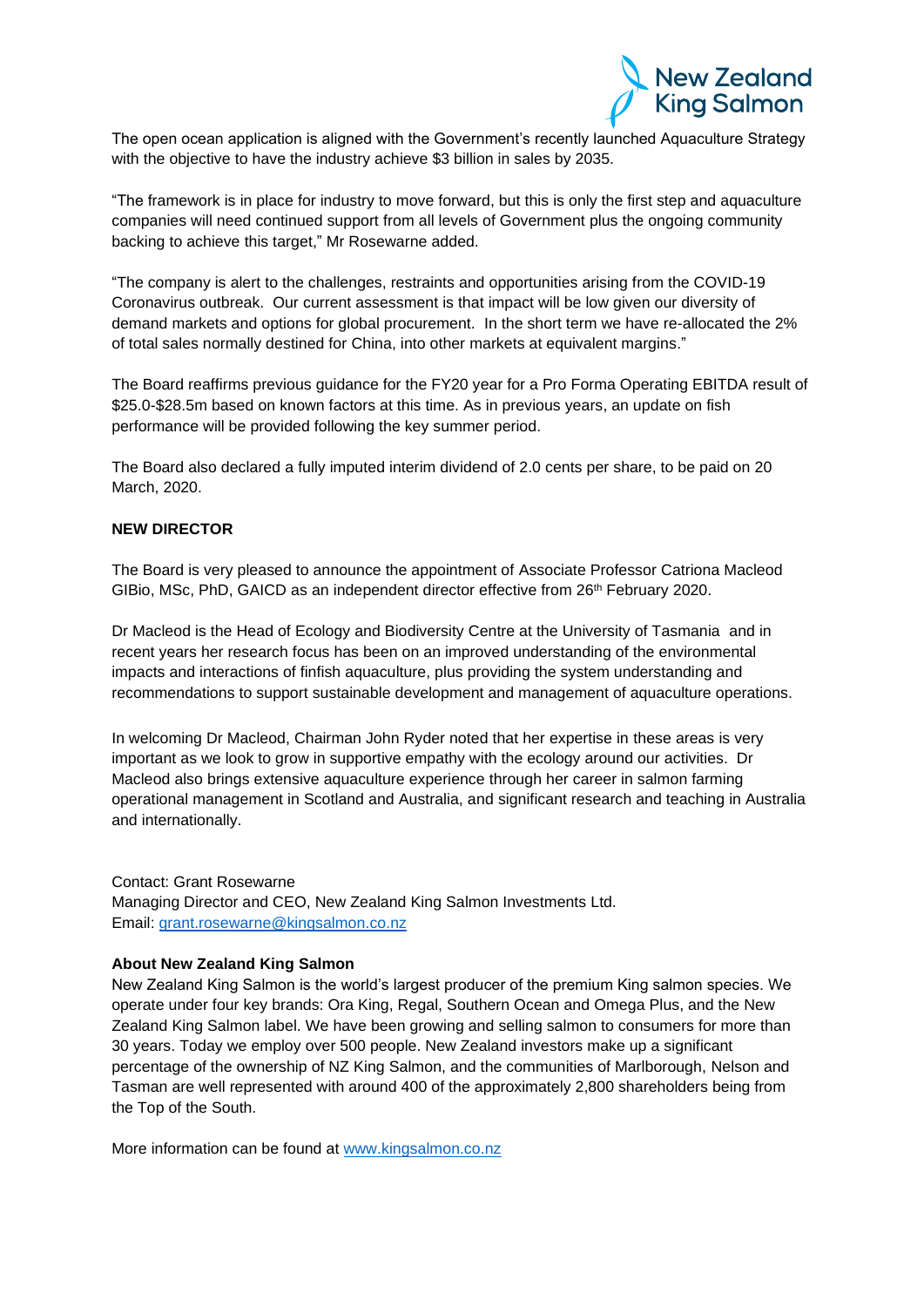The open ocean application is aligned with the Government's recently launched Aquaculture Strategy with the objective to have the industry achieve $3 billion in sales by 2035.

"The framework is in place for industry to move forward, but this is only the first step and aquaculture companies will need continued support from all levels of Government plus the ongoing community backing to achieve this target," Mr Rosewarne added.

"The company is alert to the challenges, restraints and opportunities arising from the COVID-19 Coronavirus outbreak. Our current assessment is that impact will be low given our diversity of demand markets and options for global procurement. In the short term we have re-allocated the 2% of total sales normally destined for China, into other markets at equivalent margins."

The Board reaffirms previous guidance for the FY20 year for a Pro Forma Operating EBITDA result of $25.0-$28.5m based on known factors at this time. As in previous years, an update on fish performance will be provided following the key summer period.

The Board also declared a fully imputed interim dividend of 2.0 cents per share, to be paid on 20 March, 2020.

**NEW DIRECTOR**

The Board is very pleased to announce the appointment of Associate Professor Catriona Macleod GIBio, MSc, PhD, GAICD as an independent director effective from 26th February 2020.

Dr Macleod is the Head of Ecology and Biodiversity Centre at the University of Tasmania and in recent years her research focus has been on an improved understanding of the environmental impacts and interactions of finfish aquaculture, plus providing the system understanding and recommendations to support sustainable development and management of aquaculture operations.

In welcoming Dr Macleod, Chairman John Ryder noted that her expertise in these areas is very important as we look to grow in supportive empathy with the ecology around our activities. Dr Macleod also brings extensive aquaculture experience through her career in salmon farming operational management in Scotland and Australia, and significant research and teaching in Australia and internationally.

Contact: Grant Rosewarne
Managing Director and CEO, New Zealand King Salmon Investments Ltd.
Email: grant.rosewarne@kingsalmon.co.nz

**About New Zealand King Salmon**

New Zealand King Salmon is the world's largest producer of the premium King salmon species. We operate under four key brands: Ora King, Regal, Southern Ocean and Omega Plus, and the New Zealand King Salmon label. We have been growing and selling salmon to consumers for more than 30 years. Today we employ over 500 people. New Zealand investors make up a significant percentage of the ownership of NZ King Salmon, and the communities of Marlborough, Nelson and Tasman are well represented with around 400 of the approximately 2,800 shareholders being from the Top of the South.

More information can be found at www.kingsalmon.co.nz